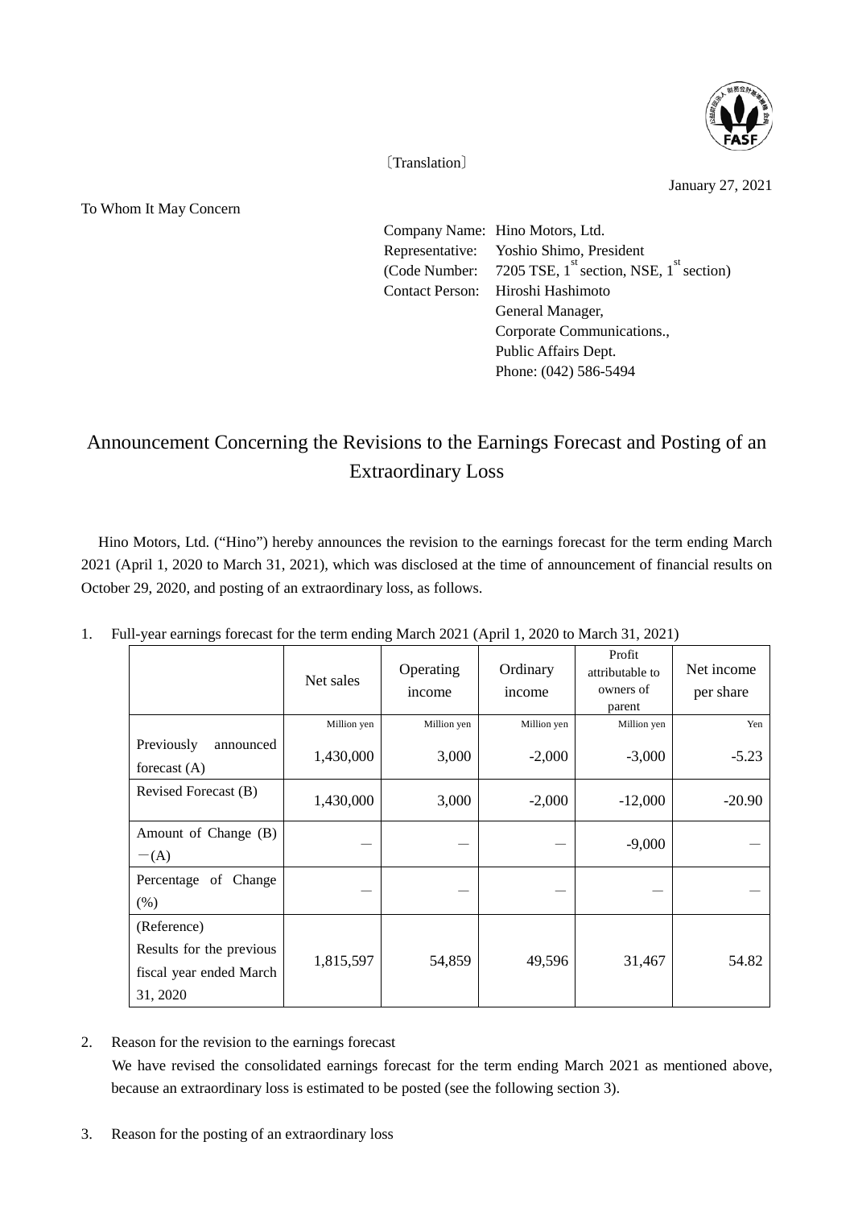〔Translation〕

January 27, 2021

To Whom It May Concern

Company Name: Hino Motors, Ltd.
Representative: Yoshio Shimo, President
(Code Number: 7205 TSE, 1st section, NSE, 1st section)
Contact Person: Hiroshi Hashimoto
General Manager,
Corporate Communications.,
Public Affairs Dept.
Phone: (042) 586-5494

# Announcement Concerning the Revisions to the Earnings Forecast and Posting of an Extraordinary Loss

Hino Motors, Ltd. ("Hino") hereby announces the revision to the earnings forecast for the term ending March 2021 (April 1, 2020 to March 31, 2021), which was disclosed at the time of announcement of financial results on October 29, 2020, and posting of an extraordinary loss, as follows.

1. Full-year earnings forecast for the term ending March 2021 (April 1, 2020 to March 31, 2021)

| | Net sales | Operating income | Ordinary income | Profit attributable to owners of parent | Net income per share |
|---|---|---|---|---|---|
| | Million yen | Million yen | Million yen | Million yen | Yen |
| Previously announced forecast (A) | 1,430,000 | 3,000 | -2,000 | -3,000 | -5.23 |
| Revised Forecast (B) | 1,430,000 | 3,000 | -2,000 | -12,000 | -20.90 |
| Amount of Change (B) −(A) | ― | ― | ― | -9,000 | ― |
| Percentage of Change (%) | ― | ― | ― | ― | ― |
| (Reference) Results for the previous fiscal year ended March 31, 2020 | 1,815,597 | 54,859 | 49,596 | 31,467 | 54.82 |

2. Reason for the revision to the earnings forecast

   We have revised the consolidated earnings forecast for the term ending March 2021 as mentioned above, because an extraordinary loss is estimated to be posted (see the following section 3).

3. Reason for the posting of an extraordinary loss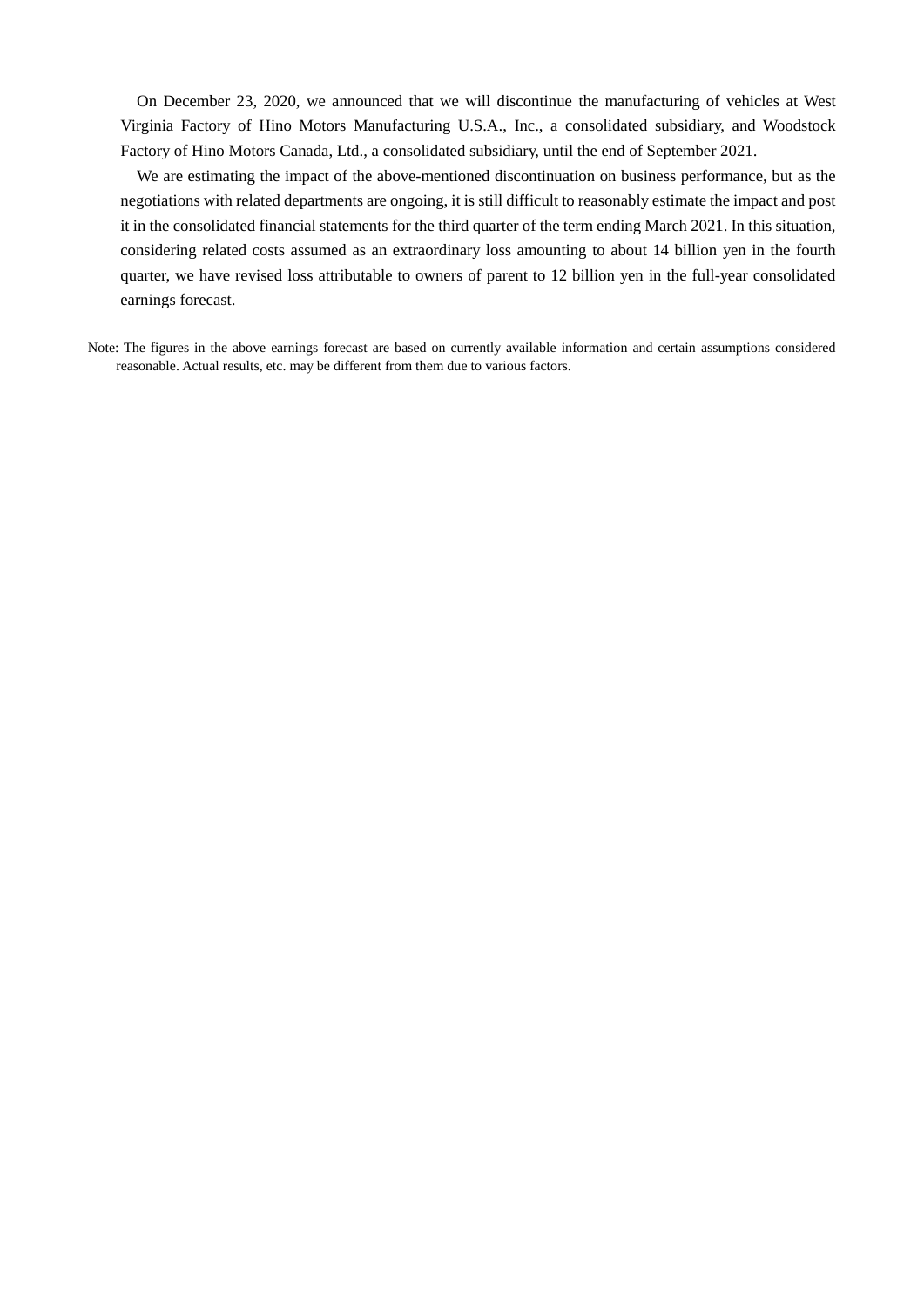On December 23, 2020, we announced that we will discontinue the manufacturing of vehicles at West Virginia Factory of Hino Motors Manufacturing U.S.A., Inc., a consolidated subsidiary, and Woodstock Factory of Hino Motors Canada, Ltd., a consolidated subsidiary, until the end of September 2021.

We are estimating the impact of the above-mentioned discontinuation on business performance, but as the negotiations with related departments are ongoing, it is still difficult to reasonably estimate the impact and post it in the consolidated financial statements for the third quarter of the term ending March 2021. In this situation, considering related costs assumed as an extraordinary loss amounting to about 14 billion yen in the fourth quarter, we have revised loss attributable to owners of parent to 12 billion yen in the full-year consolidated earnings forecast.

Note: The figures in the above earnings forecast are based on currently available information and certain assumptions considered reasonable. Actual results, etc. may be different from them due to various factors.